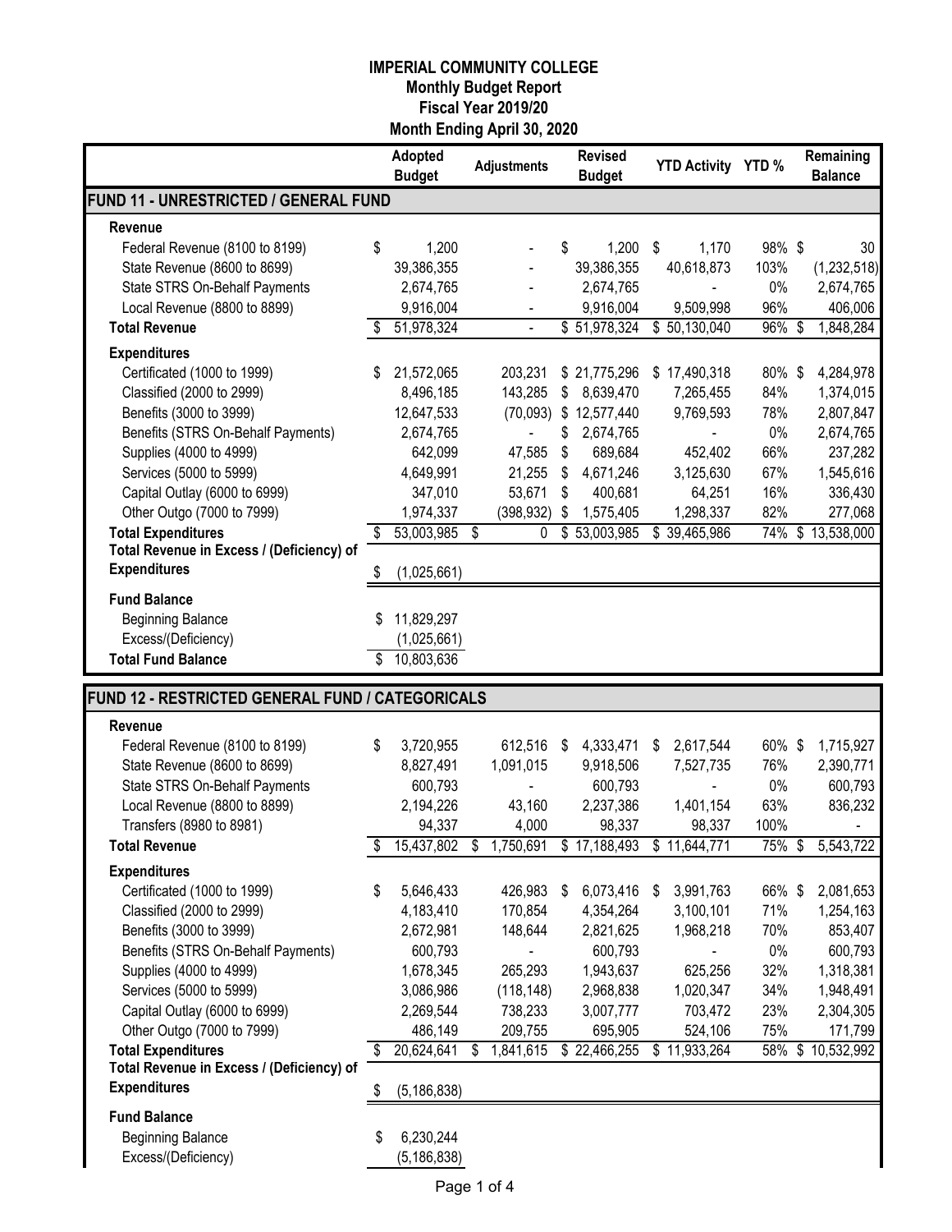# IMPERIAL COMMUNITY COLLEGE
## Monthly Budget Report
## Fiscal Year 2019/20
## Month Ending April 30, 2020

| | Adopted Budget | Adjustments | Revised Budget | YTD Activity | YTD % | Remaining Balance |
|---|---|---|---|---|---|---|
| **FUND 11 - UNRESTRICTED / GENERAL FUND** | | | | | | |
| **Revenue** | | | | | | |
| Federal Revenue (8100 to 8199) | $ 1,200 | - | $ 1,200 | $ 1,170 | 98% | $ 30 |
| State Revenue (8600 to 8699) | 39,386,355 | - | 39,386,355 | 40,618,873 | 103% | (1,232,518) |
| State STRS On-Behalf Payments | 2,674,765 | - | 2,674,765 | - | 0% | 2,674,765 |
| Local Revenue (8800 to 8899) | 9,916,004 | - | 9,916,004 | 9,509,998 | 96% | 406,006 |
| **Total Revenue** | $ 51,978,324 | - | $ 51,978,324 | $ 50,130,040 | 96% | $ 1,848,284 |
| **Expenditures** | | | | | | |
| Certificated (1000 to 1999) | $ 21,572,065 | 203,231 | $ 21,775,296 | $ 17,490,318 | 80% | $ 4,284,978 |
| Classified (2000 to 2999) | 8,496,185 | 143,285 | $ 8,639,470 | 7,265,455 | 84% | 1,374,015 |
| Benefits (3000 to 3999) | 12,647,533 | (70,093) | $ 12,577,440 | 9,769,593 | 78% | 2,807,847 |
| Benefits (STRS On-Behalf Payments) | 2,674,765 | - | $ 2,674,765 | - | 0% | 2,674,765 |
| Supplies (4000 to 4999) | 642,099 | 47,585 | $ 689,684 | 452,402 | 66% | 237,282 |
| Services (5000 to 5999) | 4,649,991 | 21,255 | $ 4,671,246 | 3,125,630 | 67% | 1,545,616 |
| Capital Outlay (6000 to 6999) | 347,010 | 53,671 | $ 400,681 | 64,251 | 16% | 336,430 |
| Other Outgo (7000 to 7999) | 1,974,337 | (398,932) | $ 1,575,405 | 1,298,337 | 82% | 277,068 |
| **Total Expenditures** | $ 53,003,985 | $ 0 | $ 53,003,985 | $ 39,465,986 | 74% | $ 13,538,000 |
| **Total Revenue in Excess / (Deficiency) of Expenditures** | $ (1,025,661) | | | | | |
| **Fund Balance** | | | | | | |
| Beginning Balance | $ 11,829,297 | | | | | |
| Excess/(Deficiency) | (1,025,661) | | | | | |
| **Total Fund Balance** | $ 10,803,636 | | | | | |

| | Adopted Budget | Adjustments | Revised Budget | YTD Activity | YTD % | Remaining Balance |
|---|---|---|---|---|---|---|
| **FUND 12 - RESTRICTED GENERAL FUND / CATEGORICALS** | | | | | | |
| **Revenue** | | | | | | |
| Federal Revenue (8100 to 8199) | $ 3,720,955 | 612,516 | $ 4,333,471 | $ 2,617,544 | 60% | $ 1,715,927 |
| State Revenue (8600 to 8699) | 8,827,491 | 1,091,015 | 9,918,506 | 7,527,735 | 76% | 2,390,771 |
| State STRS On-Behalf Payments | 600,793 | - | 600,793 | - | 0% | 600,793 |
| Local Revenue (8800 to 8899) | 2,194,226 | 43,160 | 2,237,386 | 1,401,154 | 63% | 836,232 |
| Transfers (8980 to 8981) | 94,337 | 4,000 | 98,337 | 98,337 | 100% | - |
| **Total Revenue** | $ 15,437,802 | $ 1,750,691 | $ 17,188,493 | $ 11,644,771 | 75% | $ 5,543,722 |
| **Expenditures** | | | | | | |
| Certificated (1000 to 1999) | $ 5,646,433 | 426,983 | $ 6,073,416 | $ 3,991,763 | 66% | $ 2,081,653 |
| Classified (2000 to 2999) | 4,183,410 | 170,854 | 4,354,264 | 3,100,101 | 71% | 1,254,163 |
| Benefits (3000 to 3999) | 2,672,981 | 148,644 | 2,821,625 | 1,968,218 | 70% | 853,407 |
| Benefits (STRS On-Behalf Payments) | 600,793 | - | 600,793 | - | 0% | 600,793 |
| Supplies (4000 to 4999) | 1,678,345 | 265,293 | 1,943,637 | 625,256 | 32% | 1,318,381 |
| Services (5000 to 5999) | 3,086,986 | (118,148) | 2,968,838 | 1,020,347 | 34% | 1,948,491 |
| Capital Outlay (6000 to 6999) | 2,269,544 | 738,233 | 3,007,777 | 703,472 | 23% | 2,304,305 |
| Other Outgo (7000 to 7999) | 486,149 | 209,755 | 695,905 | 524,106 | 75% | 171,799 |
| **Total Expenditures** | $ 20,624,641 | $ 1,841,615 | $ 22,466,255 | $ 11,933,264 | 58% | $ 10,532,992 |
| **Total Revenue in Excess / (Deficiency) of Expenditures** | $ (5,186,838) | | | | | |
| **Fund Balance** | | | | | | |
| Beginning Balance | $ 6,230,244 | | | | | |
| Excess/(Deficiency) | (5,186,838) | | | | | |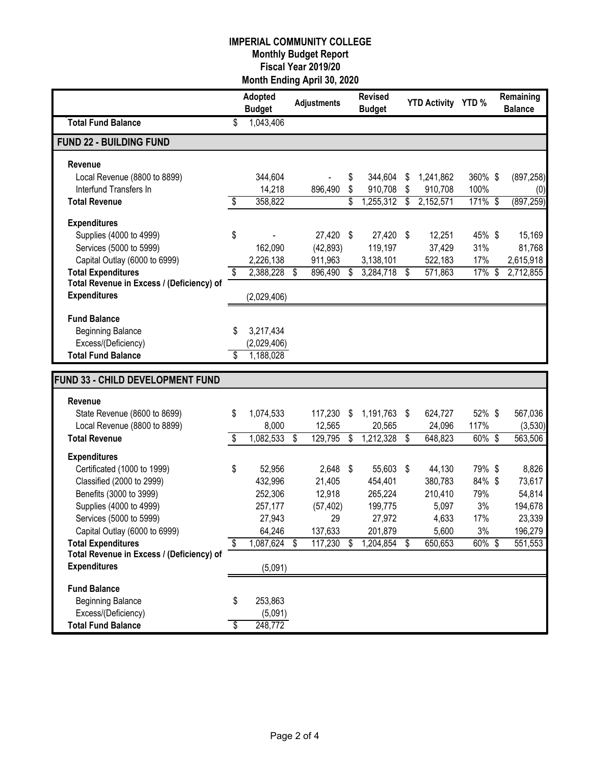# IMPERIAL COMMUNITY COLLEGE
## Monthly Budget Report
## Fiscal Year 2019/20
## Month Ending April 30, 2020

| | Adopted Budget | Adjustments | Revised Budget | YTD Activity | YTD % | Remaining Balance |
|---|---|---|---|---|---|---|
| **Total Fund Balance** | $ 1,043,406 | | | | | |
| **FUND 22 - BUILDING FUND** | | | | | | |
| **Revenue** | | | | | | |
| Local Revenue (8800 to 8899) | 344,604 | - | $ 344,604 | $ 1,241,862 | 360% | $ (897,258) |
| Interfund Transfers In | 14,218 | 896,490 | $ 910,708 | $ 910,708 | 100% | (0) |
| **Total Revenue** | $ 358,822 | | $ 1,255,312 | $ 2,152,571 | 171% | $ (897,259) |
| **Expenditures** | | | | | | |
| Supplies (4000 to 4999) | $ - | 27,420 | $ 27,420 | $ 12,251 | 45% | $ 15,169 |
| Services (5000 to 5999) | 162,090 | (42,893) | 119,197 | 37,429 | 31% | 81,768 |
| Capital Outlay (6000 to 6999) | 2,226,138 | 911,963 | 3,138,101 | 522,183 | 17% | 2,615,918 |
| **Total Expenditures** | $ 2,388,228 | $ 896,490 | $ 3,284,718 | $ 571,863 | 17% | $ 2,712,855 |
| **Total Revenue in Excess / (Deficiency) of Expenditures** | (2,029,406) | | | | | |
| **Fund Balance** | | | | | | |
| Beginning Balance | $ 3,217,434 | | | | | |
| Excess/(Deficiency) | (2,029,406) | | | | | |
| **Total Fund Balance** | $ 1,188,028 | | | | | |

| | Adopted Budget | Adjustments | Revised Budget | YTD Activity | YTD % | Remaining Balance |
|---|---|---|---|---|---|---|
| **FUND 33 - CHILD DEVELOPMENT FUND** | | | | | | |
| **Revenue** | | | | | | |
| State Revenue (8600 to 8699) | $ 1,074,533 | 117,230 | $ 1,191,763 | $ 624,727 | 52% | $ 567,036 |
| Local Revenue (8800 to 8899) | 8,000 | 12,565 | 20,565 | 24,096 | 117% | (3,530) |
| **Total Revenue** | $ 1,082,533 | $ 129,795 | $ 1,212,328 | $ 648,823 | 60% | $ 563,506 |
| **Expenditures** | | | | | | |
| Certificated (1000 to 1999) | $ 52,956 | 2,648 | $ 55,603 | $ 44,130 | 79% | $ 8,826 |
| Classified (2000 to 2999) | 432,996 | 21,405 | 454,401 | 380,783 | 84% | $ 73,617 |
| Benefits (3000 to 3999) | 252,306 | 12,918 | 265,224 | 210,410 | 79% | 54,814 |
| Supplies (4000 to 4999) | 257,177 | (57,402) | 199,775 | 5,097 | 3% | 194,678 |
| Services (5000 to 5999) | 27,943 | 29 | 27,972 | 4,633 | 17% | 23,339 |
| Capital Outlay (6000 to 6999) | 64,246 | 137,633 | 201,879 | 5,600 | 3% | 196,279 |
| **Total Expenditures** | $ 1,087,624 | $ 117,230 | $ 1,204,854 | $ 650,653 | 60% | $ 551,553 |
| **Total Revenue in Excess / (Deficiency) of Expenditures** | (5,091) | | | | | |
| **Fund Balance** | | | | | | |
| Beginning Balance | $ 253,863 | | | | | |
| Excess/(Deficiency) | (5,091) | | | | | |
| **Total Fund Balance** | $ 248,772 | | | | | |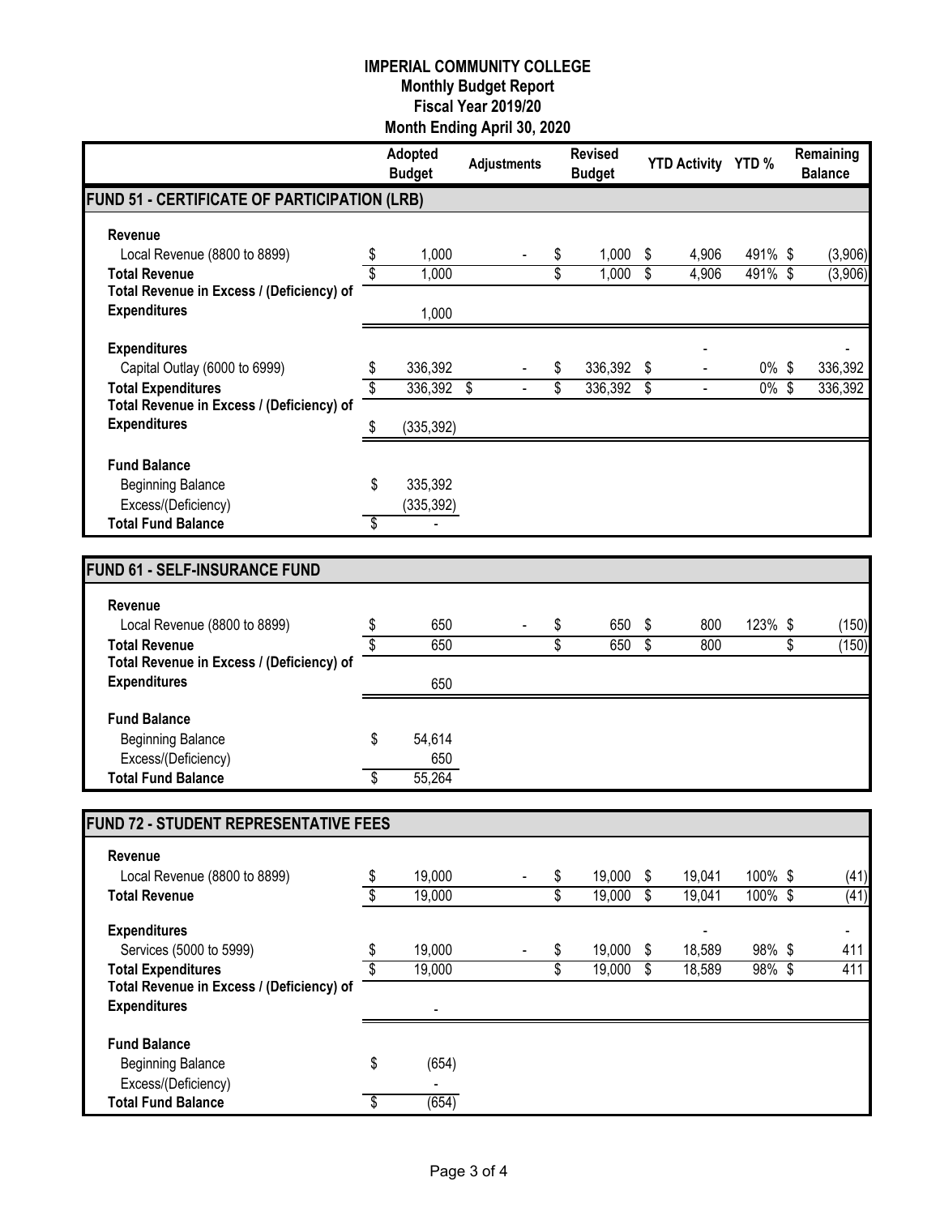# IMPERIAL COMMUNITY COLLEGE
## Monthly Budget Report
## Fiscal Year 2019/20
## Month Ending April 30, 2020

| | Adopted Budget | Adjustments | Revised Budget | YTD Activity | YTD % | Remaining Balance |
|---|---|---|---|---|---|---|
| **FUND 51 - CERTIFICATE OF PARTICIPATION (LRB)** | | | | | | |
| **Revenue** | | | | | | |
| Local Revenue (8800 to 8899) | $ 1,000 | - | $ 1,000 | $ 4,906 | 491% | $ (3,906) |
| **Total Revenue** | $ 1,000 | | $ 1,000 | $ 4,906 | 491% | $ (3,906) |
| **Total Revenue in Excess / (Deficiency) of Expenditures** | 1,000 | | | | | |
| **Expenditures** | | | | - | | - |
| Capital Outlay (6000 to 6999) | $ 336,392 | - | $ 336,392 | $ - | 0% | $ 336,392 |
| **Total Expenditures** | $ 336,392 | $ - | $ 336,392 | $ - | 0% | $ 336,392 |
| **Total Revenue in Excess / (Deficiency) of Expenditures** | $ (335,392) | | | | | |
| **Fund Balance** | | | | | | |
| Beginning Balance | $ 335,392 | | | | | |
| Excess/(Deficiency) | (335,392) | | | | | |
| **Total Fund Balance** | $ - | | | | | |

| | Adopted Budget | Adjustments | Revised Budget | YTD Activity | YTD % | Remaining Balance |
|---|---|---|---|---|---|---|
| **FUND 61 - SELF-INSURANCE FUND** | | | | | | |
| **Revenue** | | | | | | |
| Local Revenue (8800 to 8899) | $ 650 | - | $ 650 | $ 800 | 123% | $ (150) |
| **Total Revenue** | $ 650 | | $ 650 | $ 800 | | $ (150) |
| **Total Revenue in Excess / (Deficiency) of Expenditures** | 650 | | | | | |
| **Fund Balance** | | | | | | |
| Beginning Balance | $ 54,614 | | | | | |
| Excess/(Deficiency) | 650 | | | | | |
| **Total Fund Balance** | $ 55,264 | | | | | |

| | Adopted Budget | Adjustments | Revised Budget | YTD Activity | YTD % | Remaining Balance |
|---|---|---|---|---|---|---|
| **FUND 72 - STUDENT REPRESENTATIVE FEES** | | | | | | |
| **Revenue** | | | | | | |
| Local Revenue (8800 to 8899) | $ 19,000 | - | $ 19,000 | $ 19,041 | 100% | $ (41) |
| **Total Revenue** | $ 19,000 | | $ 19,000 | $ 19,041 | 100% | $ (41) |
| **Expenditures** | | | | - | | - |
| Services (5000 to 5999) | $ 19,000 | - | $ 19,000 | $ 18,589 | 98% | $ 411 |
| **Total Expenditures** | $ 19,000 | | $ 19,000 | $ 18,589 | 98% | $ 411 |
| **Total Revenue in Excess / (Deficiency) of Expenditures** | - | | | | | |
| **Fund Balance** | | | | | | |
| Beginning Balance | $ (654) | | | | | |
| Excess/(Deficiency) | - | | | | | |
| **Total Fund Balance** | $ (654) | | | | | |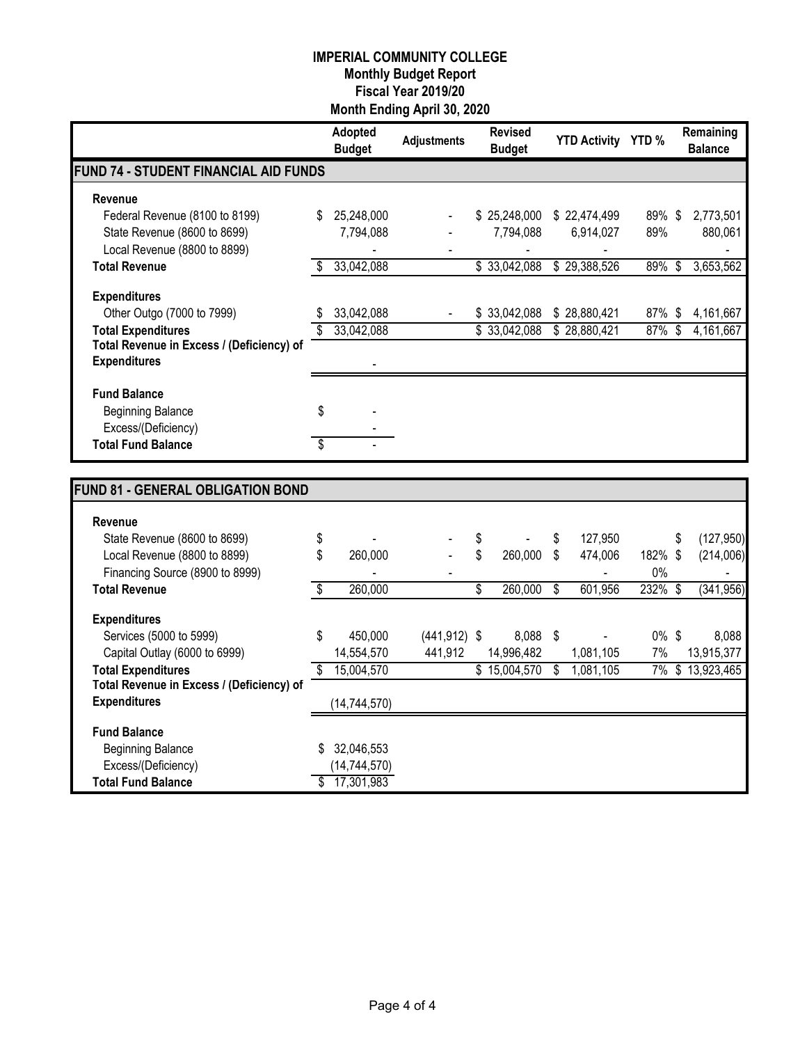# IMPERIAL COMMUNITY COLLEGE
## Monthly Budget Report
## Fiscal Year 2019/20
## Month Ending April 30, 2020

| | Adopted Budget | Adjustments | Revised Budget | YTD Activity | YTD % | Remaining Balance |
|---|---|---|---|---|---|---|
| **FUND 74 - STUDENT FINANCIAL AID FUNDS** | | | | | | |
| **Revenue** | | | | | | |
| Federal Revenue (8100 to 8199) | $ 25,248,000 | - | $ 25,248,000 | $ 22,474,499 | 89% | $ 2,773,501 |
| State Revenue (8600 to 8699) | 7,794,088 | - | 7,794,088 | 6,914,027 | 89% | 880,061 |
| Local Revenue (8800 to 8899) | - | - | - | - | | - |
| **Total Revenue** | $ 33,042,088 | | $ 33,042,088 | $ 29,388,526 | 89% | $ 3,653,562 |
| **Expenditures** | | | | | | |
| Other Outgo (7000 to 7999) | $ 33,042,088 | - | $ 33,042,088 | $ 28,880,421 | 87% | $ 4,161,667 |
| **Total Expenditures** | $ 33,042,088 | | $ 33,042,088 | $ 28,880,421 | 87% | $ 4,161,667 |
| **Total Revenue in Excess / (Deficiency) of Expenditures** | - | | | | | |
| **Fund Balance** | | | | | | |
| Beginning Balance | $ - | | | | | |
| Excess/(Deficiency) | - | | | | | |
| **Total Fund Balance** | $ - | | | | | |

| | Adopted Budget | Adjustments | Revised Budget | YTD Activity | YTD % | Remaining Balance |
|---|---|---|---|---|---|---|
| **FUND 81 - GENERAL OBLIGATION BOND** | | | | | | |
| **Revenue** | | | | | | |
| State Revenue (8600 to 8699) | $ - | - | $ - | $ 127,950 | | $ (127,950) |
| Local Revenue (8800 to 8899) | $ 260,000 | - | $ 260,000 | $ 474,006 | 182% | $ (214,006) |
| Financing Source (8900 to 8999) | - | - | | - | 0% | - |
| **Total Revenue** | $ 260,000 | | $ 260,000 | $ 601,956 | 232% | $ (341,956) |
| **Expenditures** | | | | | | |
| Services (5000 to 5999) | $ 450,000 | (441,912) | $ 8,088 | $ - | 0% | $ 8,088 |
| Capital Outlay (6000 to 6999) | 14,554,570 | 441,912 | 14,996,482 | 1,081,105 | 7% | 13,915,377 |
| **Total Expenditures** | $ 15,004,570 | | $ 15,004,570 | $ 1,081,105 | 7% | $ 13,923,465 |
| **Total Revenue in Excess / (Deficiency) of Expenditures** | (14,744,570) | | | | | |
| **Fund Balance** | | | | | | |
| Beginning Balance | $ 32,046,553 | | | | | |
| Excess/(Deficiency) | (14,744,570) | | | | | |
| **Total Fund Balance** | $ 17,301,983 | | | | | |